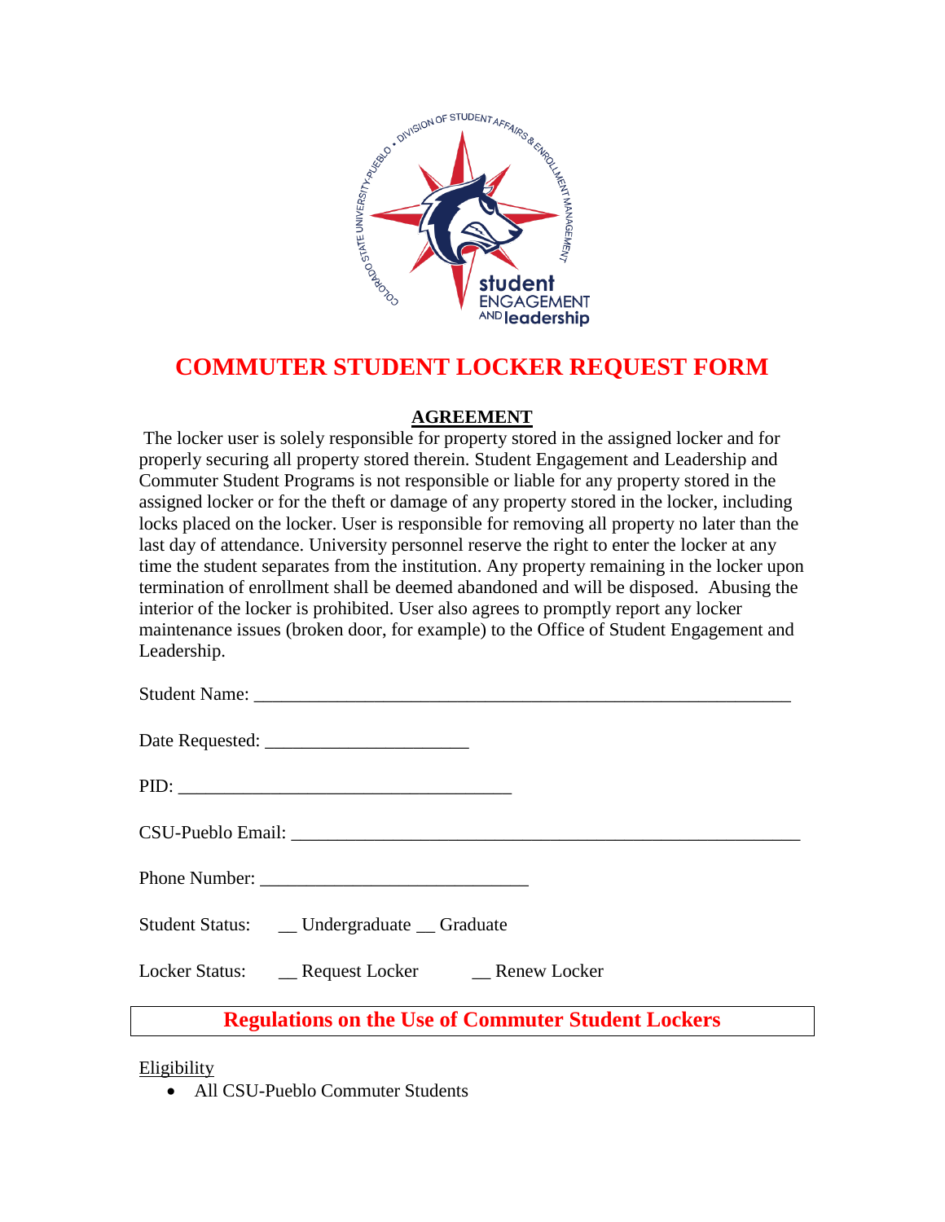# COMMUTER STUDENT LOCKER REQUEST FORM

## AGREEMENT

The locker user is solely responsible for property stored in the assigned locker and for properly securing all property stored therein. Student Engagement and Leadership and Commuter Student Programs is not responsible or liable for any property stored in the assigned locker or for the theft or damage of any property stored in the locker, including locks placed on the locker. User is responsible for removing all property no later than the last day of attendance. University personnel reserve the right to enter the locker at any time the student separates from the institution. Any property remaining in the locker upon termination of enrollment shall be deemed abandoned and will be disposed. Abusing the interior of the locker is prohibited. User also agrees to promptly report any locker maintenance issues (broken door, for example) to the Office of Student Engagement and Leadership.

Student Name: ____________________________________________________________

Date Requested: ______________________

PID: ____________________________________

CSU-Pueblo Email: ________________________________________________________

Phone Number: _____________________________

Student Status: __ Undergraduate __ Graduate

Locker Status: __ Request Locker __ Renew Locker

## Regulations on the Use of Commuter Student Lockers

Eligibility

- All CSU-Pueblo Commuter Students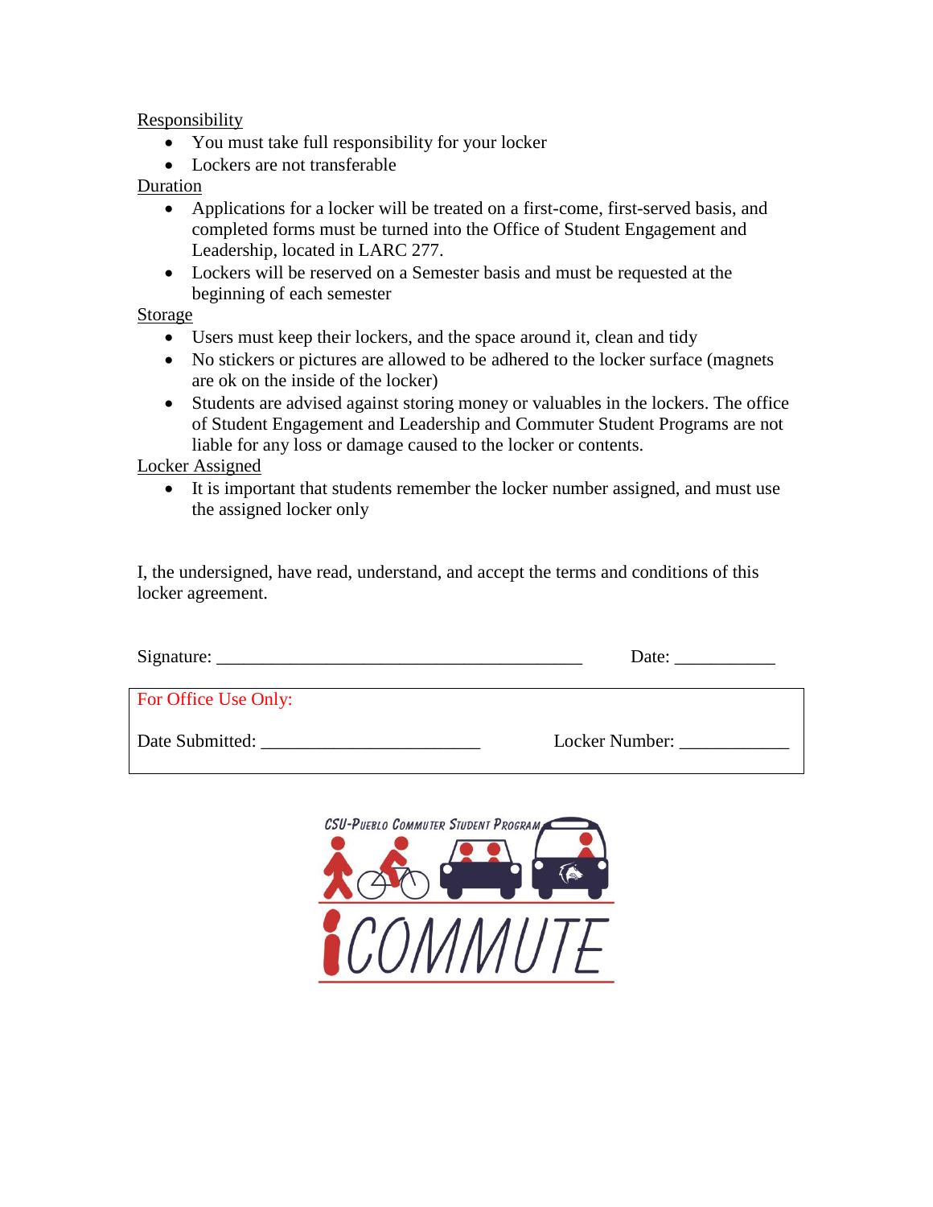Responsibility

- You must take full responsibility for your locker
- Lockers are not transferable

Duration

- Applications for a locker will be treated on a first-come, first-served basis, and completed forms must be turned into the Office of Student Engagement and Leadership, located in LARC 277.
- Lockers will be reserved on a Semester basis and must be requested at the beginning of each semester

Storage

- Users must keep their lockers, and the space around it, clean and tidy
- No stickers or pictures are allowed to be adhered to the locker surface (magnets are ok on the inside of the locker)
- Students are advised against storing money or valuables in the lockers. The office of Student Engagement and Leadership and Commuter Student Programs are not liable for any loss or damage caused to the locker or contents.

Locker Assigned

- It is important that students remember the locker number assigned, and must use the assigned locker only

I, the undersigned, have read, understand, and accept the terms and conditions of this locker agreement.

Signature: ________________________________________ Date: ___________

For Office Use Only:

Date Submitted: ________________________ Locker Number: ____________

CSU-PUEBLO COMMUTER STUDENT PROGRAM

iCOMMUTE